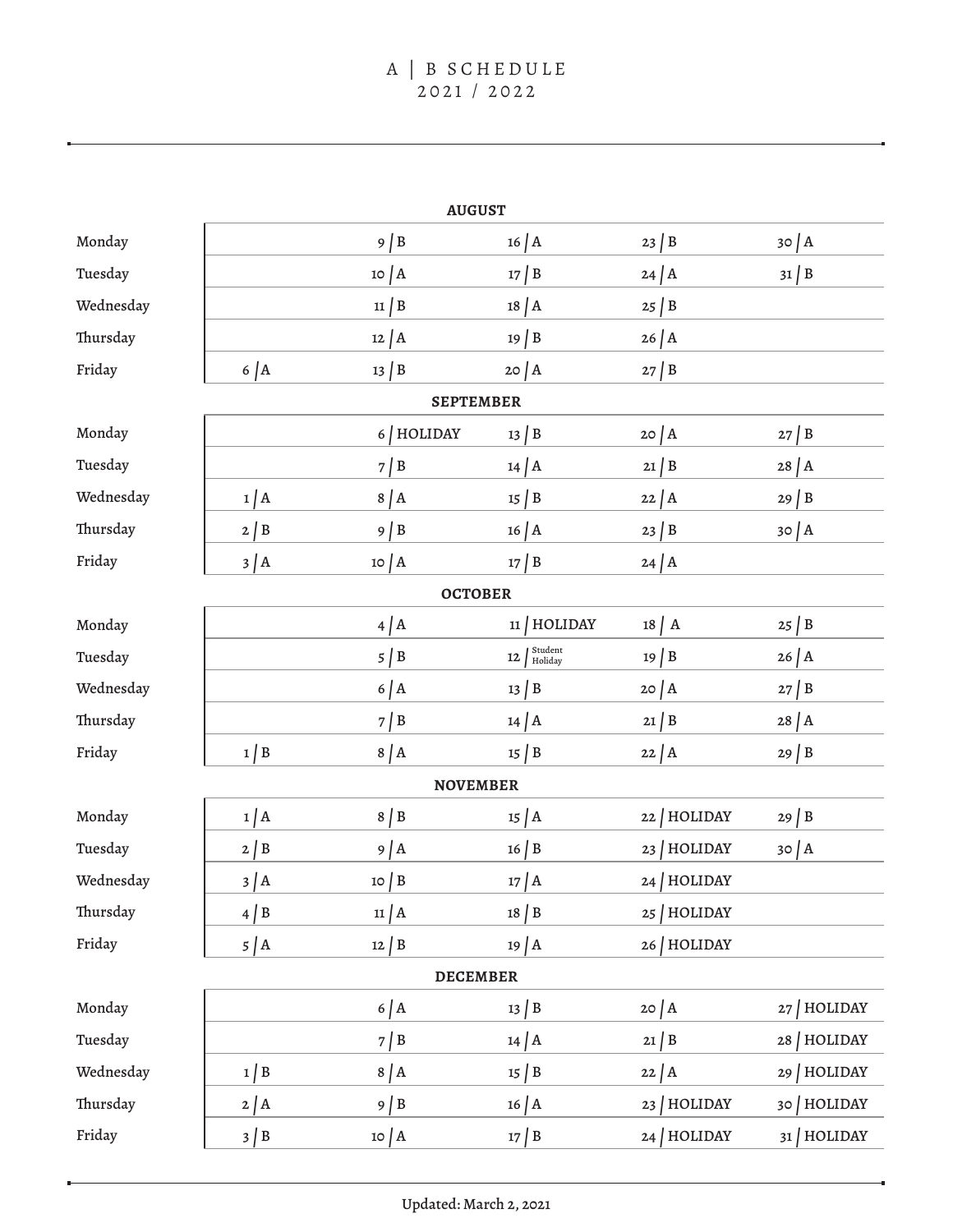A | B SCHEDULE
2021 / 2022

**AUGUST**

| | | | | | |
|---|---|---|---|---|---|
| Monday | | 9 / B | 16 / A | 23 / B | 30 / A |
| Tuesday | | 10 / A | 17 / B | 24 / A | 31 / B |
| Wednesday | | 11 / B | 18 / A | 25 / B | |
| Thursday | | 12 / A | 19 / B | 26 / A | |
| Friday | 6 / A | 13 / B | 20 / A | 27 / B | |

**SEPTEMBER**

| | | | | | |
|---|---|---|---|---|---|
| Monday | | 6 / HOLIDAY | 13 / B | 20 / A | 27 / B |
| Tuesday | | 7 / B | 14 / A | 21 / B | 28 / A |
| Wednesday | 1 / A | 8 / A | 15 / B | 22 / A | 29 / B |
| Thursday | 2 / B | 9 / B | 16 / A | 23 / B | 30 / A |
| Friday | 3 / A | 10 / A | 17 / B | 24 / A | |

**OCTOBER**

| | | | | | |
|---|---|---|---|---|---|
| Monday | | 4 / A | 11 / HOLIDAY | 18 / A | 25 / B |
| Tuesday | | 5 / B | 12 / Student Holiday | 19 / B | 26 / A |
| Wednesday | | 6 / A | 13 / B | 20 / A | 27 / B |
| Thursday | | 7 / B | 14 / A | 21 / B | 28 / A |
| Friday | 1 / B | 8 / A | 15 / B | 22 / A | 29 / B |

**NOVEMBER**

| | | | | | |
|---|---|---|---|---|---|
| Monday | 1 / A | 8 / B | 15 / A | 22 / HOLIDAY | 29 / B |
| Tuesday | 2 / B | 9 / A | 16 / B | 23 / HOLIDAY | 30 / A |
| Wednesday | 3 / A | 10 / B | 17 / A | 24 / HOLIDAY | |
| Thursday | 4 / B | 11 / A | 18 / B | 25 / HOLIDAY | |
| Friday | 5 / A | 12 / B | 19 / A | 26 / HOLIDAY | |

**DECEMBER**

| | | | | | |
|---|---|---|---|---|---|
| Monday | | 6 / A | 13 / B | 20 / A | 27 / HOLIDAY |
| Tuesday | | 7 / B | 14 / A | 21 / B | 28 / HOLIDAY |
| Wednesday | 1 / B | 8 / A | 15 / B | 22 / A | 29 / HOLIDAY |
| Thursday | 2 / A | 9 / B | 16 / A | 23 / HOLIDAY | 30 / HOLIDAY |
| Friday | 3 / B | 10 / A | 17 / B | 24 / HOLIDAY | 31 / HOLIDAY |

Updated: March 2, 2021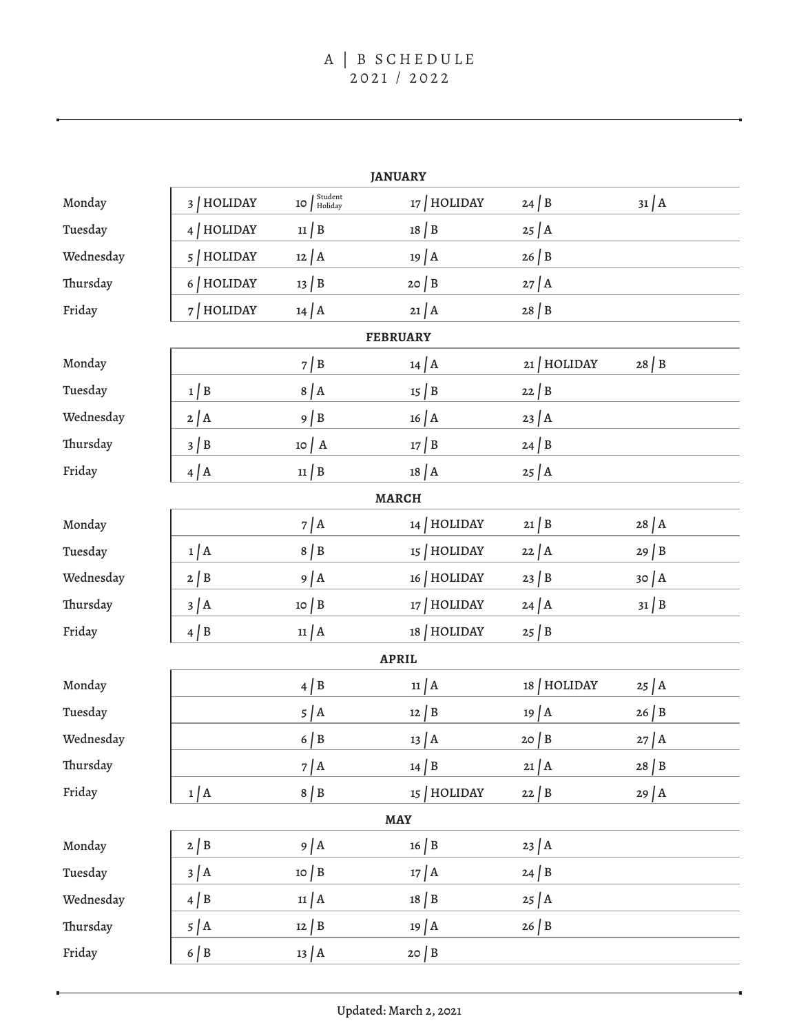# A | B SCHEDULE
## 2021 / 2022

**JANUARY**

| | | | | | |
|---|---|---|---|---|---|
| Monday | 3 / HOLIDAY | 10 / Student Holiday | 17 / HOLIDAY | 24 / B | 31 / A |
| Tuesday | 4 / HOLIDAY | 11 / B | 18 / B | 25 / A | |
| Wednesday | 5 / HOLIDAY | 12 / A | 19 / A | 26 / B | |
| Thursday | 6 / HOLIDAY | 13 / B | 20 / B | 27 / A | |
| Friday | 7 / HOLIDAY | 14 / A | 21 / A | 28 / B | |

**FEBRUARY**

| | | | | | |
|---|---|---|---|---|---|
| Monday | | 7 / B | 14 / A | 21 / HOLIDAY | 28 / B |
| Tuesday | 1 / B | 8 / A | 15 / B | 22 / B | |
| Wednesday | 2 / A | 9 / B | 16 / A | 23 / A | |
| Thursday | 3 / B | 10 / A | 17 / B | 24 / B | |
| Friday | 4 / A | 11 / B | 18 / A | 25 / A | |

**MARCH**

| | | | | | |
|---|---|---|---|---|---|
| Monday | | 7 / A | 14 / HOLIDAY | 21 / B | 28 / A |
| Tuesday | 1 / A | 8 / B | 15 / HOLIDAY | 22 / A | 29 / B |
| Wednesday | 2 / B | 9 / A | 16 / HOLIDAY | 23 / B | 30 / A |
| Thursday | 3 / A | 10 / B | 17 / HOLIDAY | 24 / A | 31 / B |
| Friday | 4 / B | 11 / A | 18 / HOLIDAY | 25 / B | |

**APRIL**

| | | | | | |
|---|---|---|---|---|---|
| Monday | | 4 / B | 11 / A | 18 / HOLIDAY | 25 / A |
| Tuesday | | 5 / A | 12 / B | 19 / A | 26 / B |
| Wednesday | | 6 / B | 13 / A | 20 / B | 27 / A |
| Thursday | | 7 / A | 14 / B | 21 / A | 28 / B |
| Friday | 1 / A | 8 / B | 15 / HOLIDAY | 22 / B | 29 / A |

**MAY**

| | | | | | |
|---|---|---|---|---|---|
| Monday | 2 / B | 9 / A | 16 / B | 23 / A | |
| Tuesday | 3 / A | 10 / B | 17 / A | 24 / B | |
| Wednesday | 4 / B | 11 / A | 18 / B | 25 / A | |
| Thursday | 5 / A | 12 / B | 19 / A | 26 / B | |
| Friday | 6 / B | 13 / A | 20 / B | | |

Updated: March 2, 2021